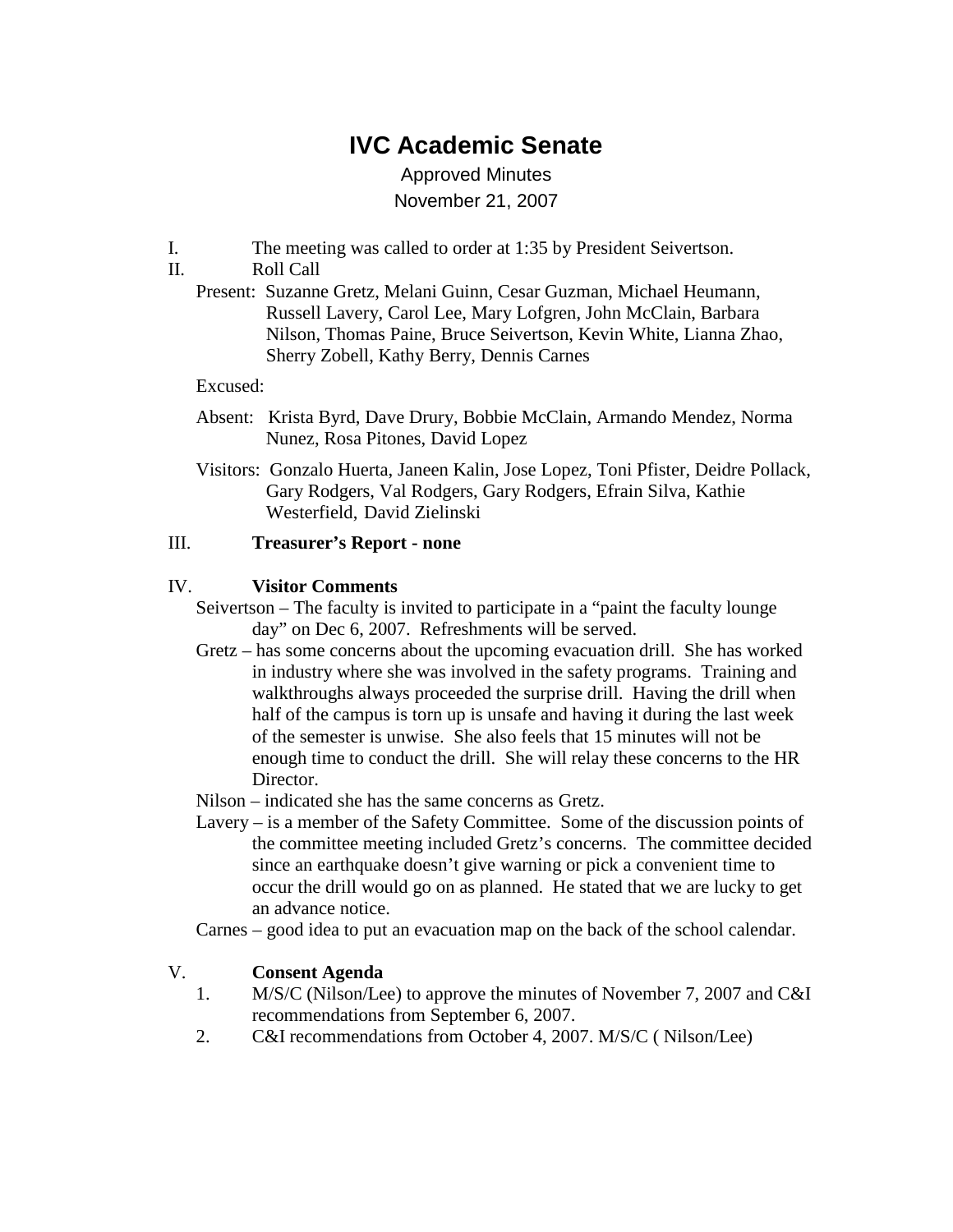# IVC Academic Senate

Approved Minutes

November 21, 2007

I. The meeting was called to order at 1:35 by President Seivertson.

II. Roll Call

Present: Suzanne Gretz, Melani Guinn, Cesar Guzman, Michael Heumann, Russell Lavery, Carol Lee, Mary Lofgren, John McClain, Barbara Nilson, Thomas Paine, Bruce Seivertson, Kevin White, Lianna Zhao, Sherry Zobell, Kathy Berry, Dennis Carnes

Excused:

Absent: Krista Byrd, Dave Drury, Bobbie McClain, Armando Mendez, Norma Nunez, Rosa Pitones, David Lopez

Visitors: Gonzalo Huerta, Janeen Kalin, Jose Lopez, Toni Pfister, Deidre Pollack, Gary Rodgers, Val Rodgers, Gary Rodgers, Efrain Silva, Kathie Westerfield, David Zielinski

III. **Treasurer's Report - none**

IV. **Visitor Comments**

Seivertson – The faculty is invited to participate in a "paint the faculty lounge day" on Dec 6, 2007. Refreshments will be served.

Gretz – has some concerns about the upcoming evacuation drill. She has worked in industry where she was involved in the safety programs. Training and walkthroughs always proceeded the surprise drill. Having the drill when half of the campus is torn up is unsafe and having it during the last week of the semester is unwise. She also feels that 15 minutes will not be enough time to conduct the drill. She will relay these concerns to the HR Director.

Nilson – indicated she has the same concerns as Gretz.

Lavery – is a member of the Safety Committee. Some of the discussion points of the committee meeting included Gretz's concerns. The committee decided since an earthquake doesn't give warning or pick a convenient time to occur the drill would go on as planned. He stated that we are lucky to get an advance notice.

Carnes – good idea to put an evacuation map on the back of the school calendar.

V. **Consent Agenda**

1. M/S/C (Nilson/Lee) to approve the minutes of November 7, 2007 and C&I recommendations from September 6, 2007.
2. C&I recommendations from October 4, 2007. M/S/C ( Nilson/Lee)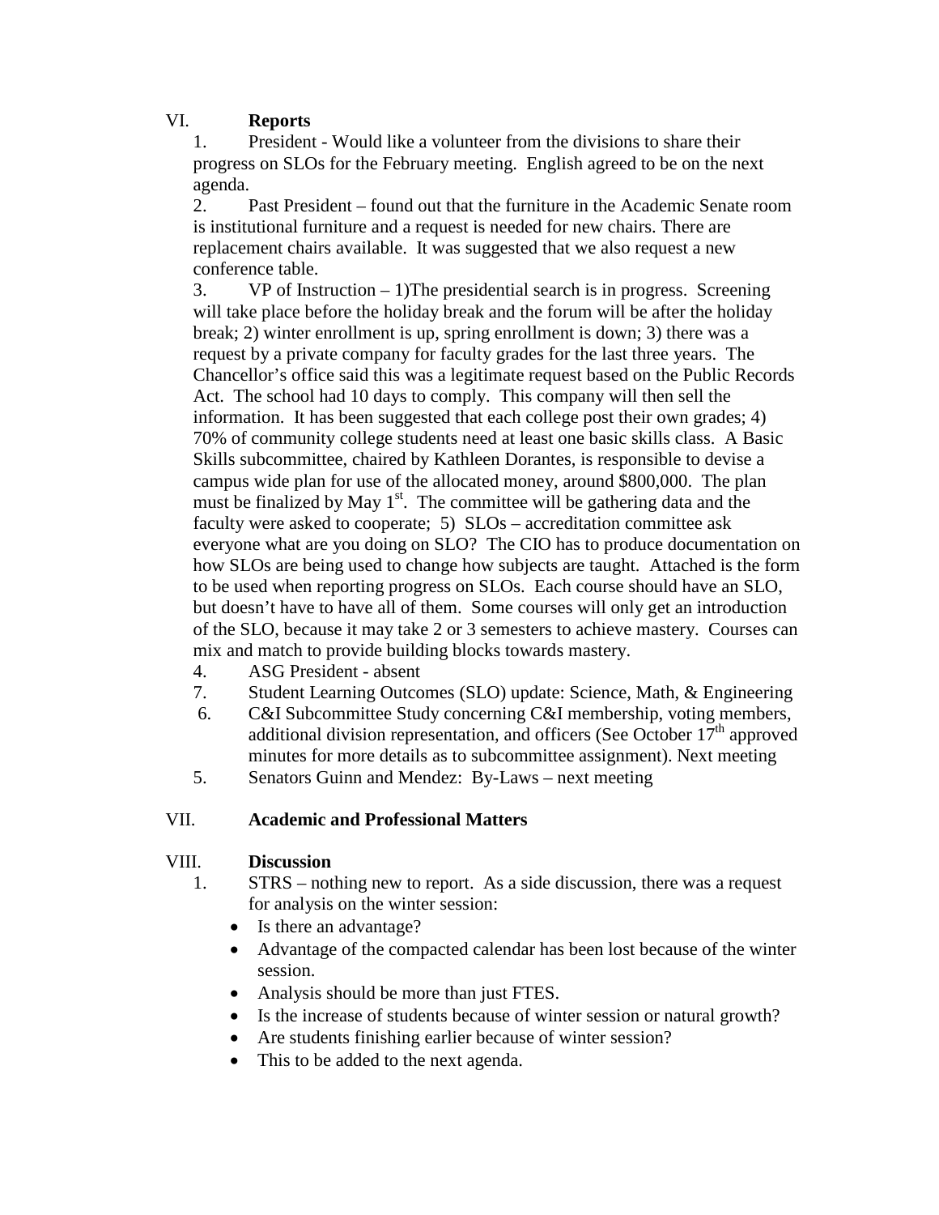VI. **Reports**

1. President - Would like a volunteer from the divisions to share their progress on SLOs for the February meeting. English agreed to be on the next agenda.
2. Past President – found out that the furniture in the Academic Senate room is institutional furniture and a request is needed for new chairs. There are replacement chairs available. It was suggested that we also request a new conference table.
3. VP of Instruction – 1)The presidential search is in progress. Screening will take place before the holiday break and the forum will be after the holiday break; 2) winter enrollment is up, spring enrollment is down; 3) there was a request by a private company for faculty grades for the last three years. The Chancellor's office said this was a legitimate request based on the Public Records Act. The school had 10 days to comply. This company will then sell the information. It has been suggested that each college post their own grades; 4) 70% of community college students need at least one basic skills class. A Basic Skills subcommittee, chaired by Kathleen Dorantes, is responsible to devise a campus wide plan for use of the allocated money, around $800,000. The plan must be finalized by May 1st. The committee will be gathering data and the faculty were asked to cooperate; 5) SLOs – accreditation committee ask everyone what are you doing on SLO? The CIO has to produce documentation on how SLOs are being used to change how subjects are taught. Attached is the form to be used when reporting progress on SLOs. Each course should have an SLO, but doesn't have to have all of them. Some courses will only get an introduction of the SLO, because it may take 2 or 3 semesters to achieve mastery. Courses can mix and match to provide building blocks towards mastery.
4. ASG President - absent
7. Student Learning Outcomes (SLO) update: Science, Math, & Engineering
6. C&I Subcommittee Study concerning C&I membership, voting members, additional division representation, and officers (See October 17th approved minutes for more details as to subcommittee assignment). Next meeting
5. Senators Guinn and Mendez: By-Laws – next meeting

VII. **Academic and Professional Matters**

VIII. **Discussion**

1. STRS – nothing new to report. As a side discussion, there was a request for analysis on the winter session:
   - Is there an advantage?
   - Advantage of the compacted calendar has been lost because of the winter session.
   - Analysis should be more than just FTES.
   - Is the increase of students because of winter session or natural growth?
   - Are students finishing earlier because of winter session?
   - This to be added to the next agenda.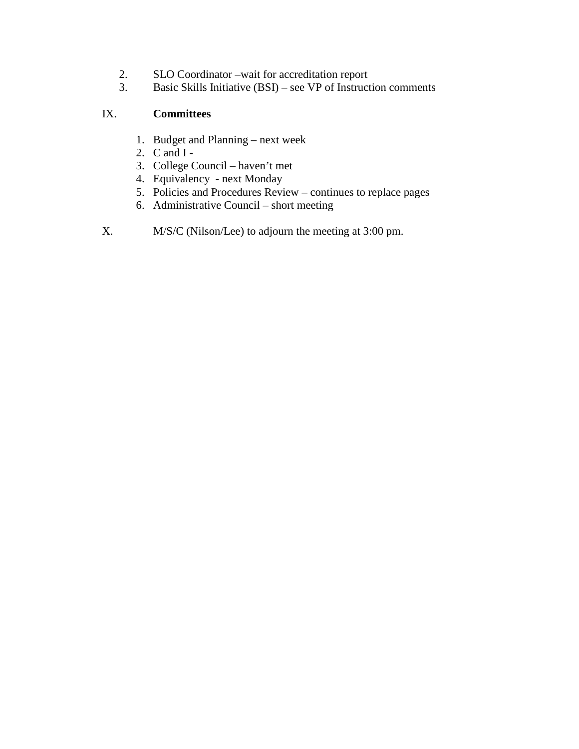2. SLO Coordinator –wait for accreditation report
3. Basic Skills Initiative (BSI) – see VP of Instruction comments

IX. **Committees**

1. Budget and Planning – next week
2. C and I -
3. College Council – haven't met
4. Equivalency - next Monday
5. Policies and Procedures Review – continues to replace pages
6. Administrative Council – short meeting

X. M/S/C (Nilson/Lee) to adjourn the meeting at 3:00 pm.